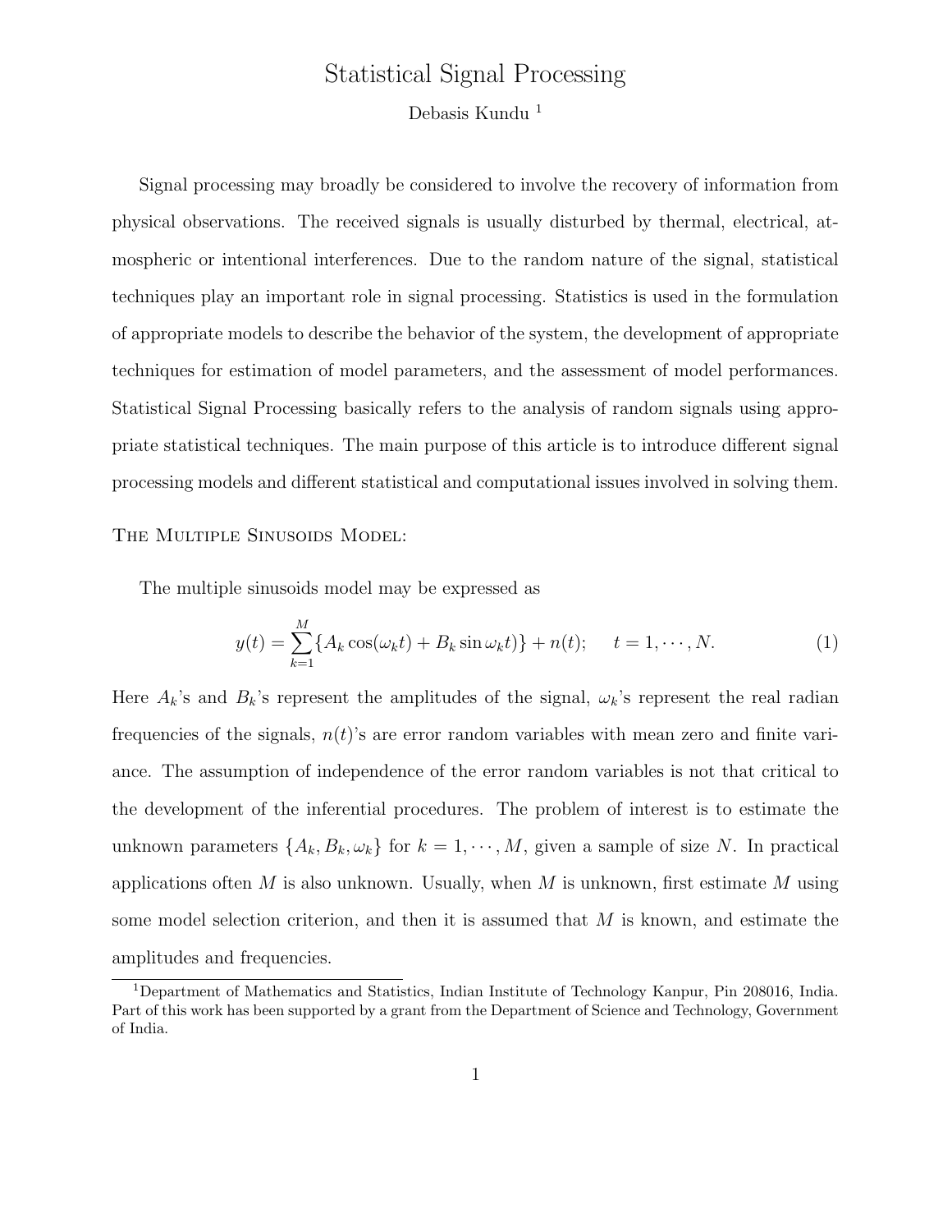# Statistical Signal Processing

Debasis Kundu [1]

Signal processing may broadly be considered to involve the recovery of information from physical observations. The received signals is usually disturbed by thermal, electrical, atmospheric or intentional interferences. Due to the random nature of the signal, statistical techniques play an important role in signal processing. Statistics is used in the formulation of appropriate models to describe the behavior of the system, the development of appropriate techniques for estimation of model parameters, and the assessment of model performances. Statistical Signal Processing basically refers to the analysis of random signals using appropriate statistical techniques. The main purpose of this article is to introduce different signal processing models and different statistical and computational issues involved in solving them.

## The Multiple Sinusoids Model:

The multiple sinusoids model may be expressed as

$$y(t) = \sum_{k=1}^{M} \{A_k \cos(\omega_k t) + B_k \sin \omega_k t)\} + n(t); \qquad t = 1, \cdots, N. \tag{1}$$

Here $A_k$'s and $B_k$'s represent the amplitudes of the signal, $\omega_k$'s represent the real radian frequencies of the signals, $n(t)$'s are error random variables with mean zero and finite variance. The assumption of independence of the error random variables is not that critical to the development of the inferential procedures. The problem of interest is to estimate the unknown parameters $\{A_k, B_k, \omega_k\}$ for $k = 1, \cdots, M$, given a sample of size $N$. In practical applications often $M$ is also unknown. Usually, when $M$ is unknown, first estimate $M$ using some model selection criterion, and then it is assumed that $M$ is known, and estimate the amplitudes and frequencies.

[1] Department of Mathematics and Statistics, Indian Institute of Technology Kanpur, Pin 208016, India. Part of this work has been supported by a grant from the Department of Science and Technology, Government of India.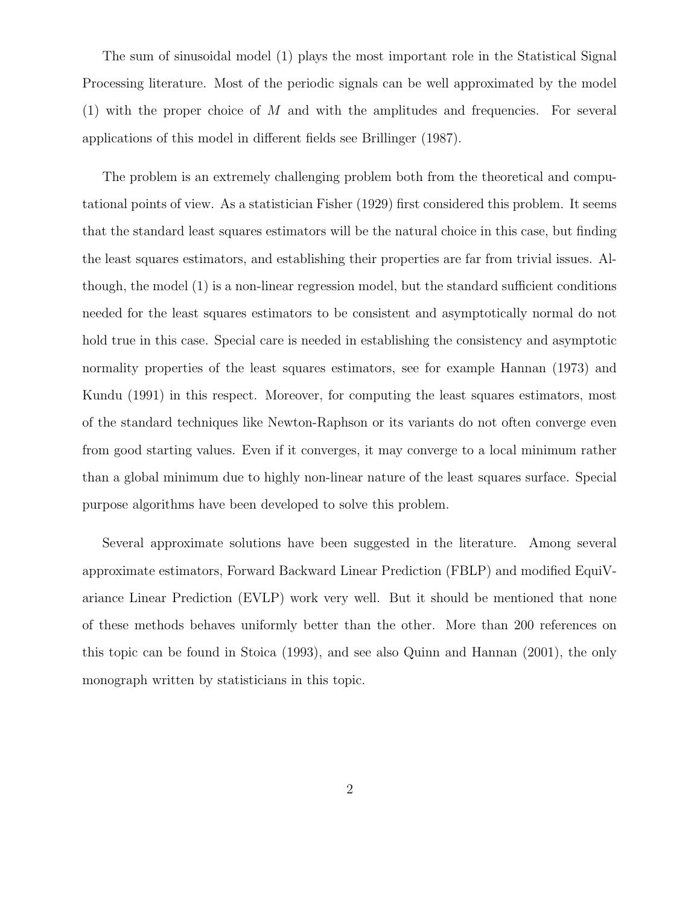The sum of sinusoidal model (1) plays the most important role in the Statistical Signal Processing literature. Most of the periodic signals can be well approximated by the model (1) with the proper choice of $M$ and with the amplitudes and frequencies. For several applications of this model in different fields see Brillinger (1987).

The problem is an extremely challenging problem both from the theoretical and computational points of view. As a statistician Fisher (1929) first considered this problem. It seems that the standard least squares estimators will be the natural choice in this case, but finding the least squares estimators, and establishing their properties are far from trivial issues. Although, the model (1) is a non-linear regression model, but the standard sufficient conditions needed for the least squares estimators to be consistent and asymptotically normal do not hold true in this case. Special care is needed in establishing the consistency and asymptotic normality properties of the least squares estimators, see for example Hannan (1973) and Kundu (1991) in this respect. Moreover, for computing the least squares estimators, most of the standard techniques like Newton-Raphson or its variants do not often converge even from good starting values. Even if it converges, it may converge to a local minimum rather than a global minimum due to highly non-linear nature of the least squares surface. Special purpose algorithms have been developed to solve this problem.

Several approximate solutions have been suggested in the literature. Among several approximate estimators, Forward Backward Linear Prediction (FBLP) and modified EquiVariance Linear Prediction (EVLP) work very well. But it should be mentioned that none of these methods behaves uniformly better than the other. More than 200 references on this topic can be found in Stoica (1993), and see also Quinn and Hannan (2001), the only monograph written by statisticians in this topic.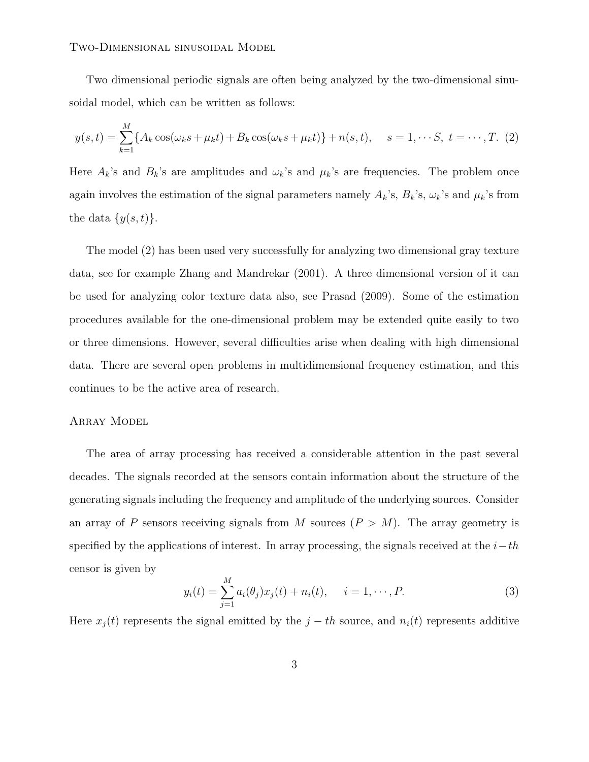### Two-Dimensional sinusoidal Model

Two dimensional periodic signals are often being analyzed by the two-dimensional sinusoidal model, which can be written as follows:

$$y(s,t) = \sum_{k=1}^{M} \{A_k \cos(\omega_k s + \mu_k t) + B_k \cos(\omega_k s + \mu_k t)\} + n(s,t), \quad s = 1, \cdots S, \ t = \cdots, T. \quad (2)$$

Here $A_k$'s and $B_k$'s are amplitudes and $\omega_k$'s and $\mu_k$'s are frequencies. The problem once again involves the estimation of the signal parameters namely $A_k$'s, $B_k$'s, $\omega_k$'s and $\mu_k$'s from the data $\{y(s,t)\}$.

The model (2) has been used very successfully for analyzing two dimensional gray texture data, see for example Zhang and Mandrekar (2001). A three dimensional version of it can be used for analyzing color texture data also, see Prasad (2009). Some of the estimation procedures available for the one-dimensional problem may be extended quite easily to two or three dimensions. However, several difficulties arise when dealing with high dimensional data. There are several open problems in multidimensional frequency estimation, and this continues to be the active area of research.

### Array Model

The area of array processing has received a considerable attention in the past several decades. The signals recorded at the sensors contain information about the structure of the generating signals including the frequency and amplitude of the underlying sources. Consider an array of $P$ sensors receiving signals from $M$ sources ($P > M$). The array geometry is specified by the applications of interest. In array processing, the signals received at the $i-th$ censor is given by

$$y_i(t) = \sum_{j=1}^{M} a_i(\theta_j) x_j(t) + n_i(t), \quad i = 1, \cdots, P. \quad (3)$$

Here $x_j(t)$ represents the signal emitted by the $j-th$ source, and $n_i(t)$ represents additive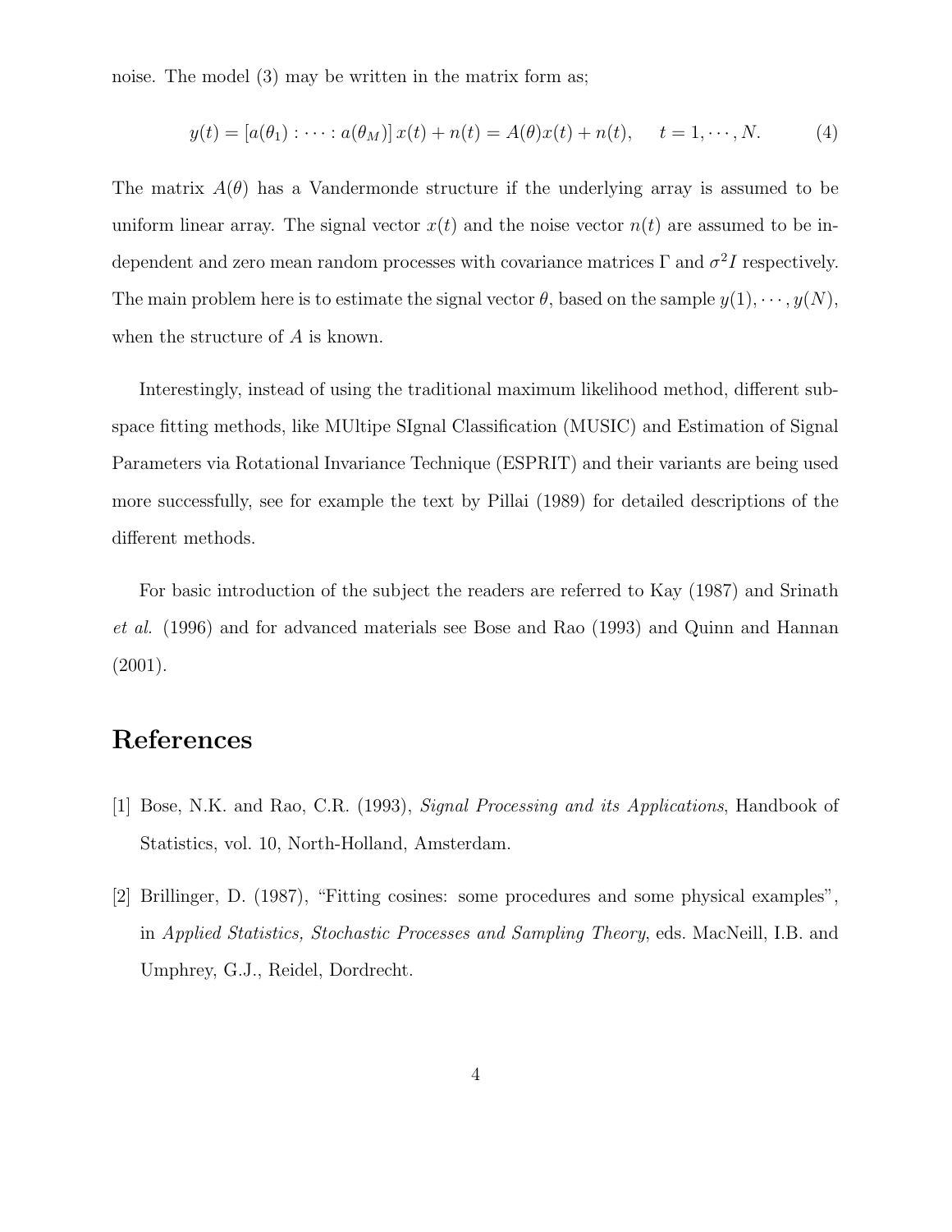noise. The model (3) may be written in the matrix form as;

$$y(t) = [a(\theta_1) : \cdots : a(\theta_M)]\, x(t) + n(t) = A(\theta)x(t) + n(t), \qquad t = 1, \cdots, N. \tag{4}$$

The matrix $A(\theta)$ has a Vandermonde structure if the underlying array is assumed to be uniform linear array. The signal vector $x(t)$ and the noise vector $n(t)$ are assumed to be independent and zero mean random processes with covariance matrices $\Gamma$ and $\sigma^2 I$ respectively. The main problem here is to estimate the signal vector $\theta$, based on the sample $y(1), \cdots, y(N)$, when the structure of $A$ is known.

Interestingly, instead of using the traditional maximum likelihood method, different subspace fitting methods, like MUltipe SIgnal Classification (MUSIC) and Estimation of Signal Parameters via Rotational Invariance Technique (ESPRIT) and their variants are being used more successfully, see for example the text by Pillai (1989) for detailed descriptions of the different methods.

For basic introduction of the subject the readers are referred to Kay (1987) and Srinath *et al.* (1996) and for advanced materials see Bose and Rao (1993) and Quinn and Hannan (2001).

# References

[1] Bose, N.K. and Rao, C.R. (1993), *Signal Processing and its Applications*, Handbook of Statistics, vol. 10, North-Holland, Amsterdam.

[2] Brillinger, D. (1987), "Fitting cosines: some procedures and some physical examples", in *Applied Statistics, Stochastic Processes and Sampling Theory*, eds. MacNeill, I.B. and Umphrey, G.J., Reidel, Dordrecht.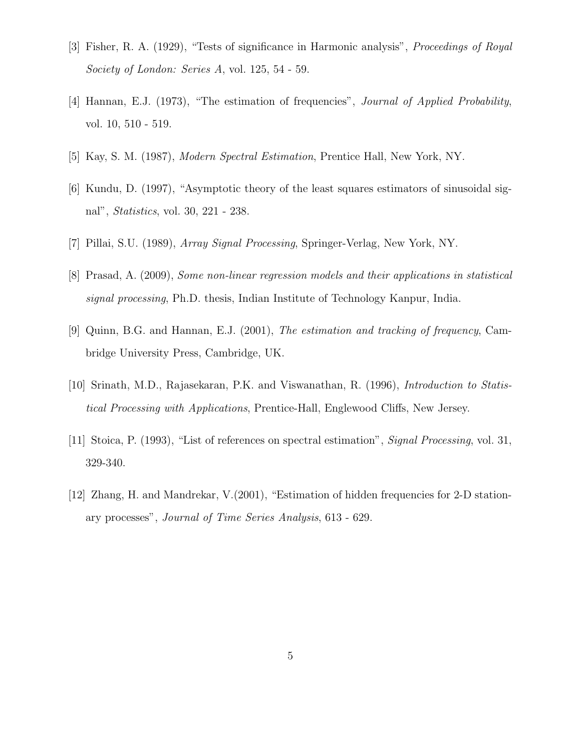[3] Fisher, R. A. (1929), "Tests of significance in Harmonic analysis", *Proceedings of Royal Society of London: Series A*, vol. 125, 54 - 59.

[4] Hannan, E.J. (1973), "The estimation of frequencies", *Journal of Applied Probability*, vol. 10, 510 - 519.

[5] Kay, S. M. (1987), *Modern Spectral Estimation*, Prentice Hall, New York, NY.

[6] Kundu, D. (1997), "Asymptotic theory of the least squares estimators of sinusoidal signal", *Statistics*, vol. 30, 221 - 238.

[7] Pillai, S.U. (1989), *Array Signal Processing*, Springer-Verlag, New York, NY.

[8] Prasad, A. (2009), *Some non-linear regression models and their applications in statistical signal processing*, Ph.D. thesis, Indian Institute of Technology Kanpur, India.

[9] Quinn, B.G. and Hannan, E.J. (2001), *The estimation and tracking of frequency*, Cambridge University Press, Cambridge, UK.

[10] Srinath, M.D., Rajasekaran, P.K. and Viswanathan, R. (1996), *Introduction to Statistical Processing with Applications*, Prentice-Hall, Englewood Cliffs, New Jersey.

[11] Stoica, P. (1993), "List of references on spectral estimation", *Signal Processing*, vol. 31, 329-340.

[12] Zhang, H. and Mandrekar, V.(2001), "Estimation of hidden frequencies for 2-D stationary processes", *Journal of Time Series Analysis*, 613 - 629.